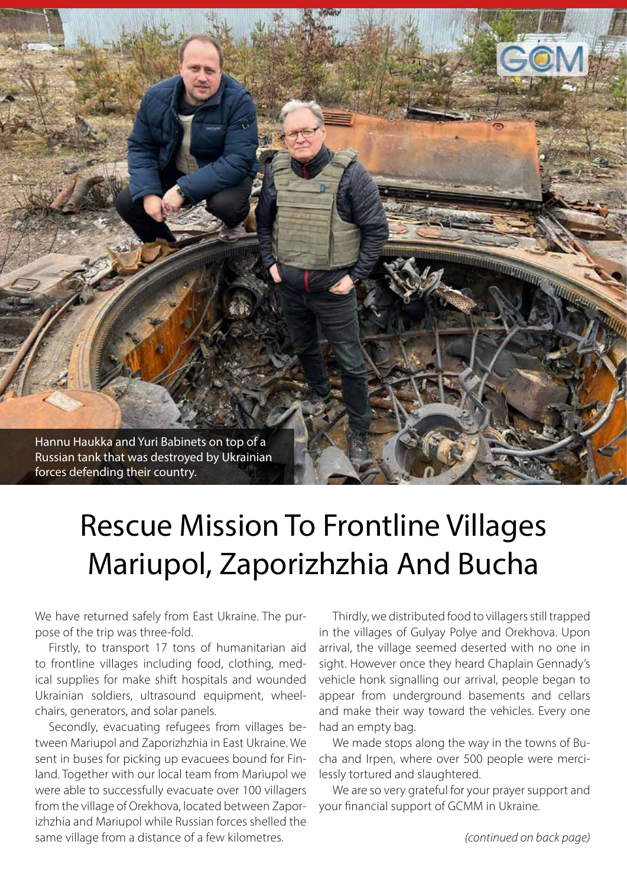Hannu Haukka and Yuri Babinets on top of a Russian tank that was destroyed by Ukrainian forces defending their country.

# Rescue Mission To Frontline Villages Mariupol, Zaporizhzhia And Bucha

We have returned safely from East Ukraine. The purpose of the trip was three-fold.

Firstly, to transport 17 tons of humanitarian aid to frontline villages including food, clothing, medical supplies for make shift hospitals and wounded Ukrainian soldiers, ultrasound equipment, wheelchairs, generators, and solar panels.

Secondly, evacuating refugees from villages between Mariupol and Zaporizhzhia in East Ukraine. We sent in buses for picking up evacuees bound for Finland. Together with our local team from Mariupol we were able to successfully evacuate over 100 villagers from the village of Orekhova, located between Zaporizhzhia and Mariupol while Russian forces shelled the same village from a distance of a few kilometres.

Thirdly, we distributed food to villagers still trapped in the villages of Gulyay Polye and Orekhova. Upon arrival, the village seemed deserted with no one in sight. However once they heard Chaplain Gennady's vehicle honk signalling our arrival, people began to appear from underground basements and cellars and make their way toward the vehicles. Every one had an empty bag.

We made stops along the way in the towns of Bucha and Irpen, where over 500 people were mercilessly tortured and slaughtered.

We are so very grateful for your prayer support and your financial support of GCMM in Ukraine.

*(continued on back page)*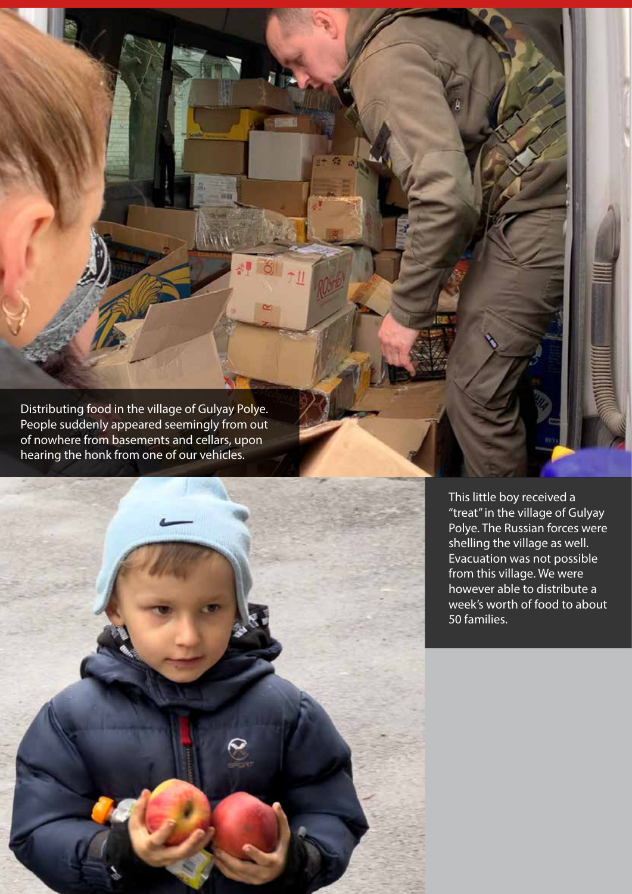Distributing food in the village of Gulyay Polye. People suddenly appeared seemingly from out of nowhere from basements and cellars, upon hearing the honk from one of our vehicles.

This little boy received a "treat" in the village of Gulyay Polye. The Russian forces were shelling the village as well. Evacuation was not possible from this village. We were however able to distribute a week's worth of food to about 50 families.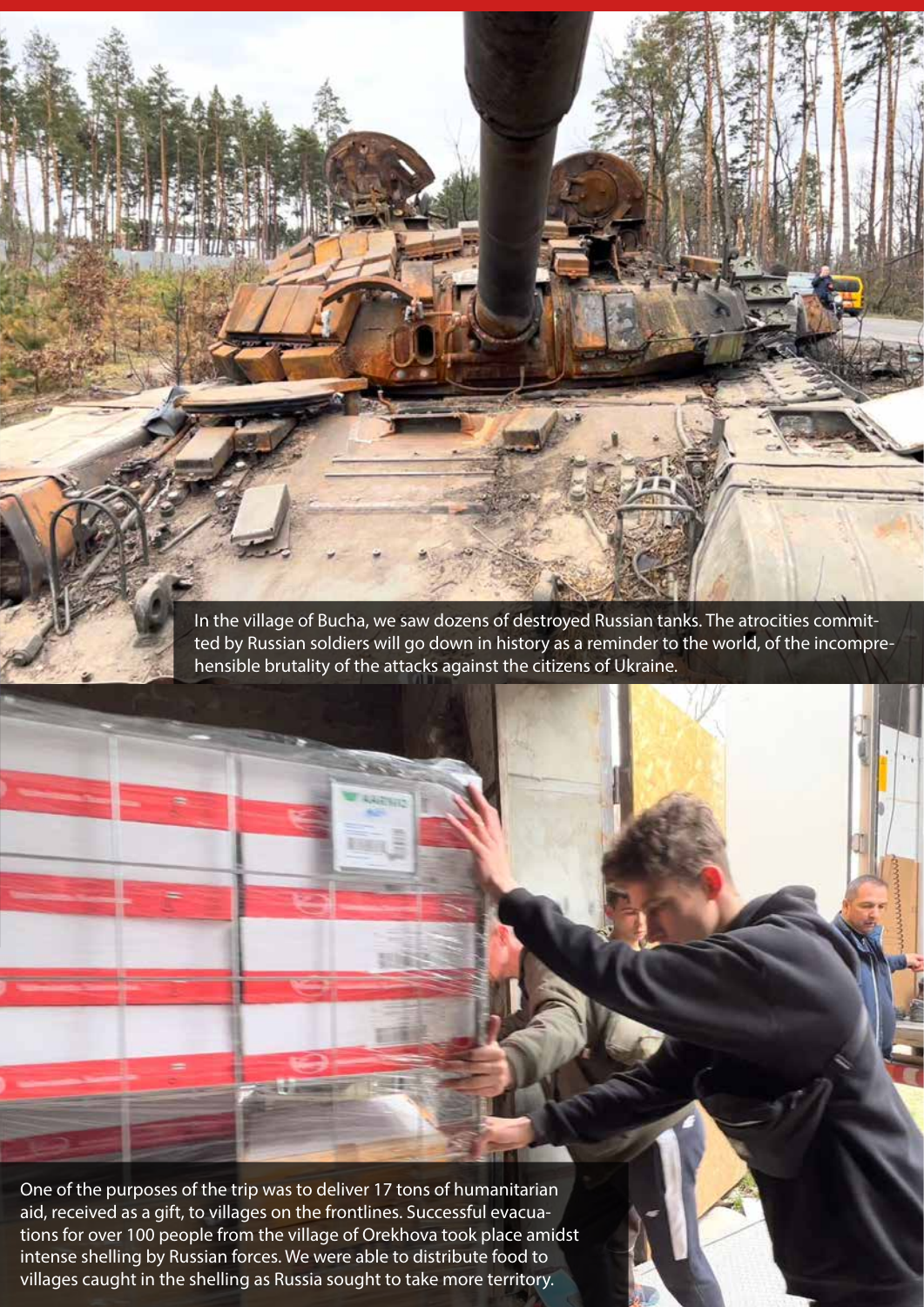In the village of Bucha, we saw dozens of destroyed Russian tanks. The atrocities committed by Russian soldiers will go down in history as a reminder to the world, of the incomprehensible brutality of the attacks against the citizens of Ukraine.

One of the purposes of the trip was to deliver 17 tons of humanitarian aid, received as a gift, to villages on the frontlines. Successful evacuations for over 100 people from the village of Orekhova took place amidst intense shelling by Russian forces. We were able to distribute food to villages caught in the shelling as Russia sought to take more territory.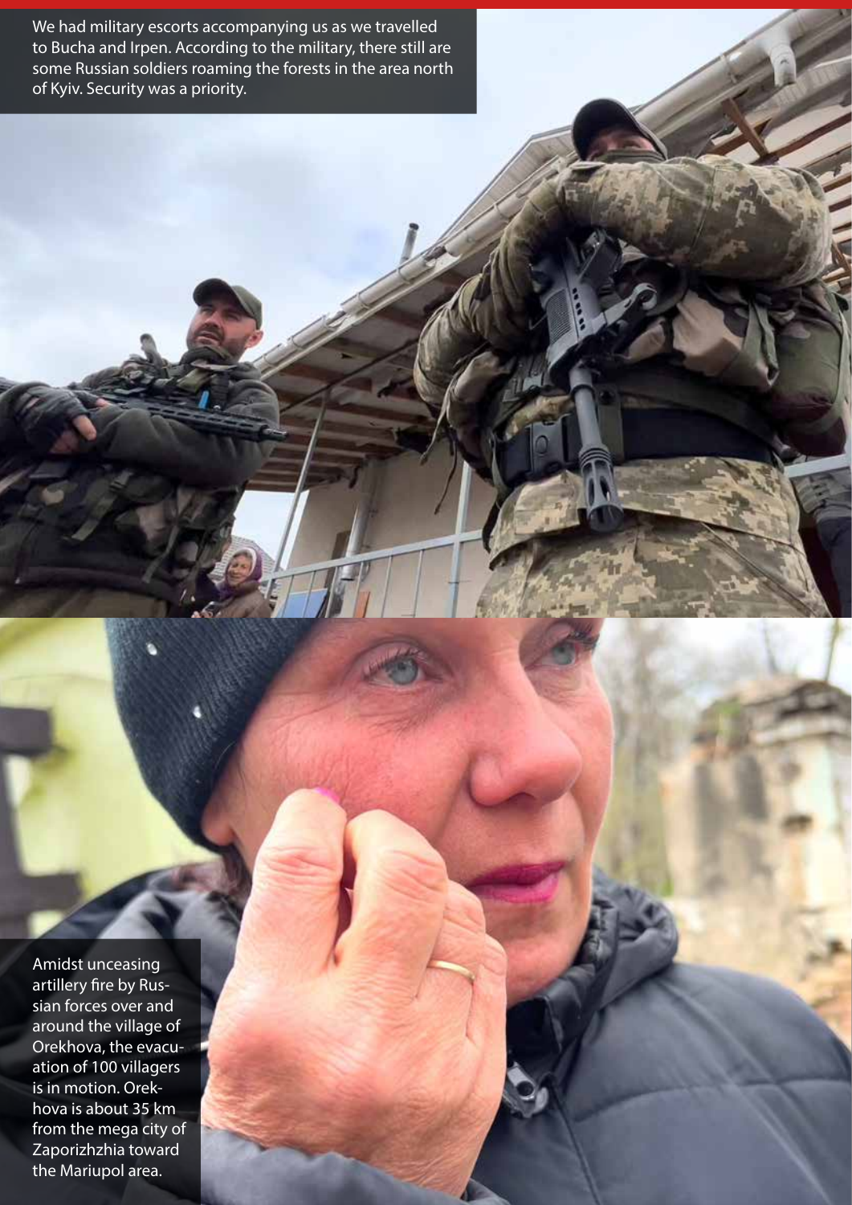We had military escorts accompanying us as we travelled to Bucha and Irpen. According to the military, there still are some Russian soldiers roaming the forests in the area north of Kyiv. Security was a priority.

Amidst unceasing artillery fire by Russian forces over and around the village of Orekhova, the evacuation of 100 villagers is in motion. Orekhova is about 35 km from the mega city of Zaporizhzhia toward the Mariupol area.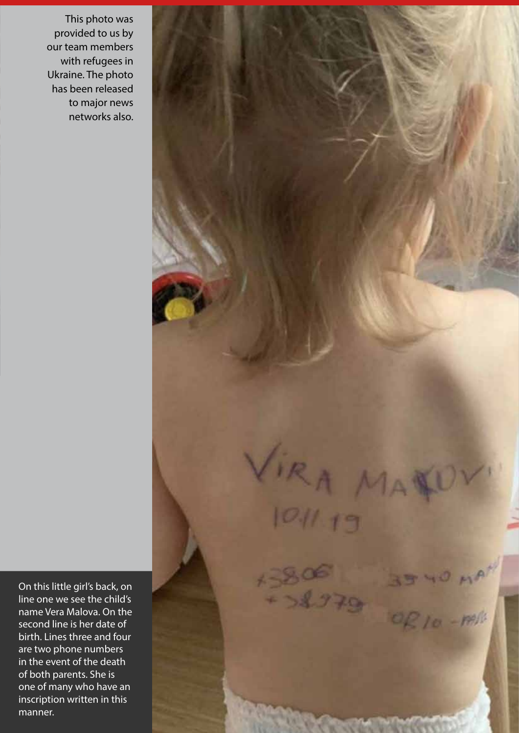This photo was provided to us by our team members with refugees in Ukraine. The photo has been released to major news networks also.

On this little girl's back, on line one we see the child's name Vera Malova. On the second line is her date of birth. Lines three and four are two phone numbers in the event of the death of both parents. She is one of many who have an inscription written in this manner.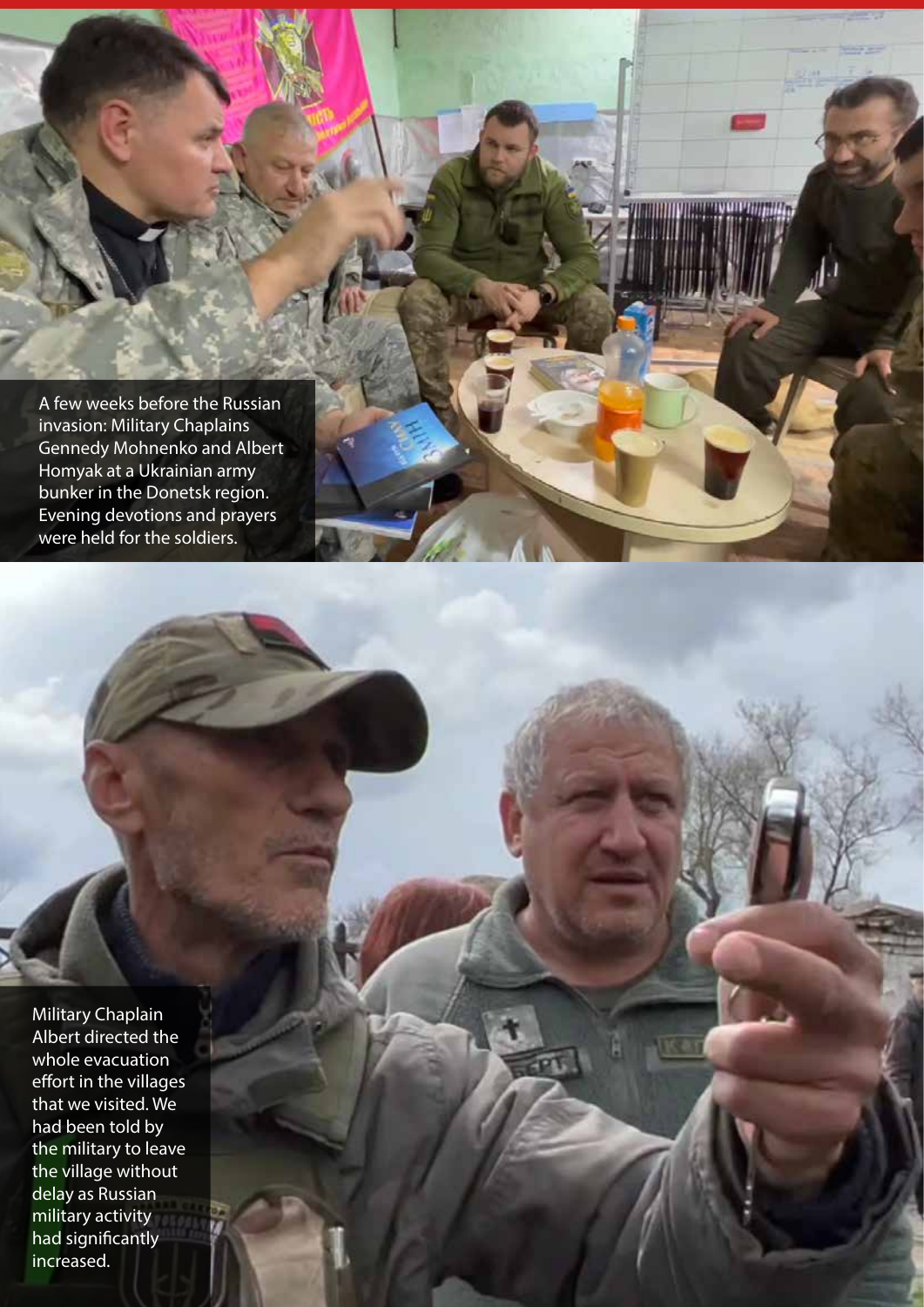A few weeks before the Russian invasion: Military Chaplains Gennedy Mohnenko and Albert Homyak at a Ukrainian army bunker in the Donetsk region. Evening devotions and prayers were held for the soldiers.

Military Chaplain Albert directed the whole evacuation effort in the villages that we visited. We had been told by the military to leave the village without delay as Russian military activity had significantly increased.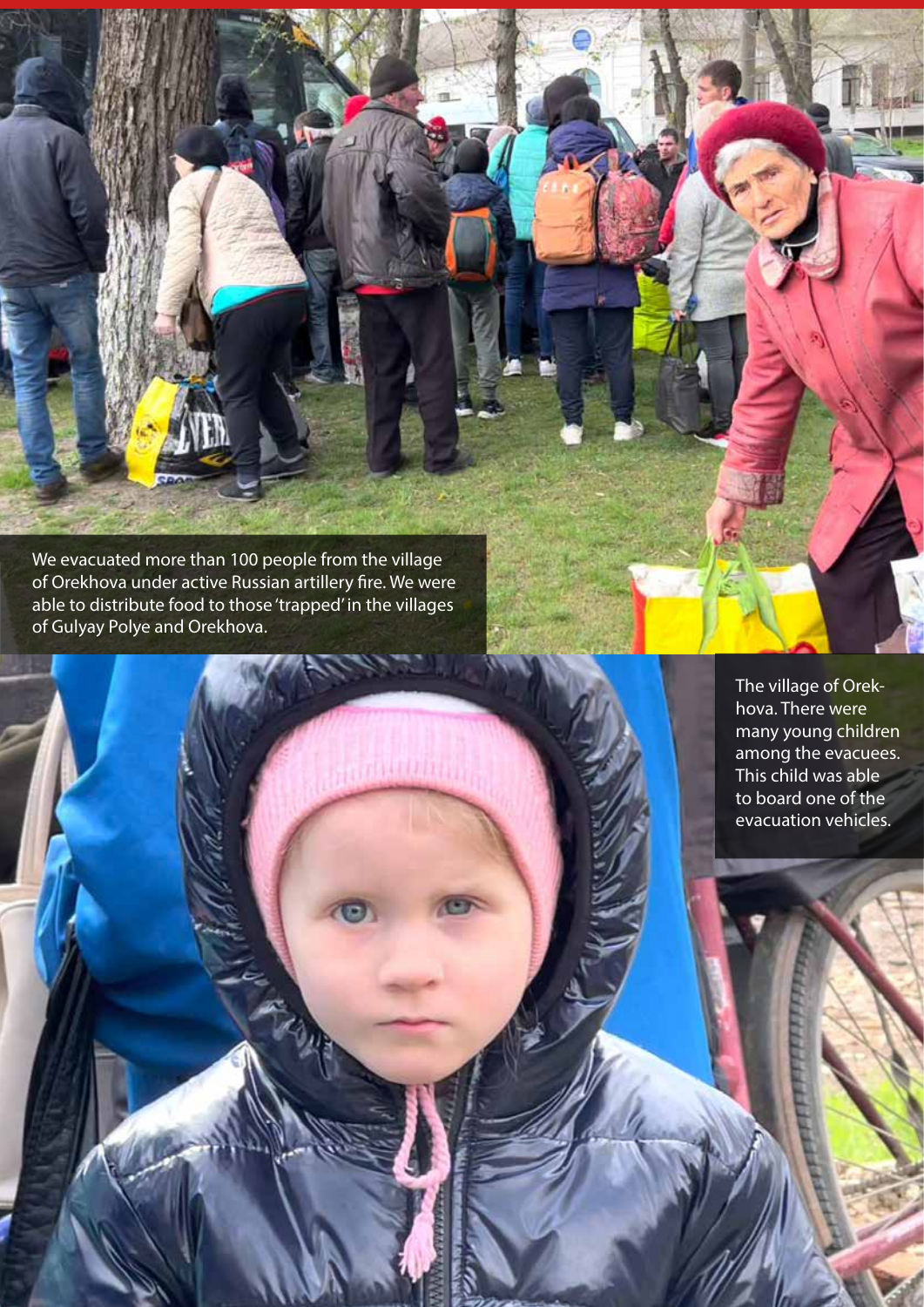We evacuated more than 100 people from the village of Orekhova under active Russian artillery fire. We were able to distribute food to those 'trapped' in the villages of Gulyay Polye and Orekhova.

The village of Orekhova. There were many young children among the evacuees. This child was able to board one of the evacuation vehicles.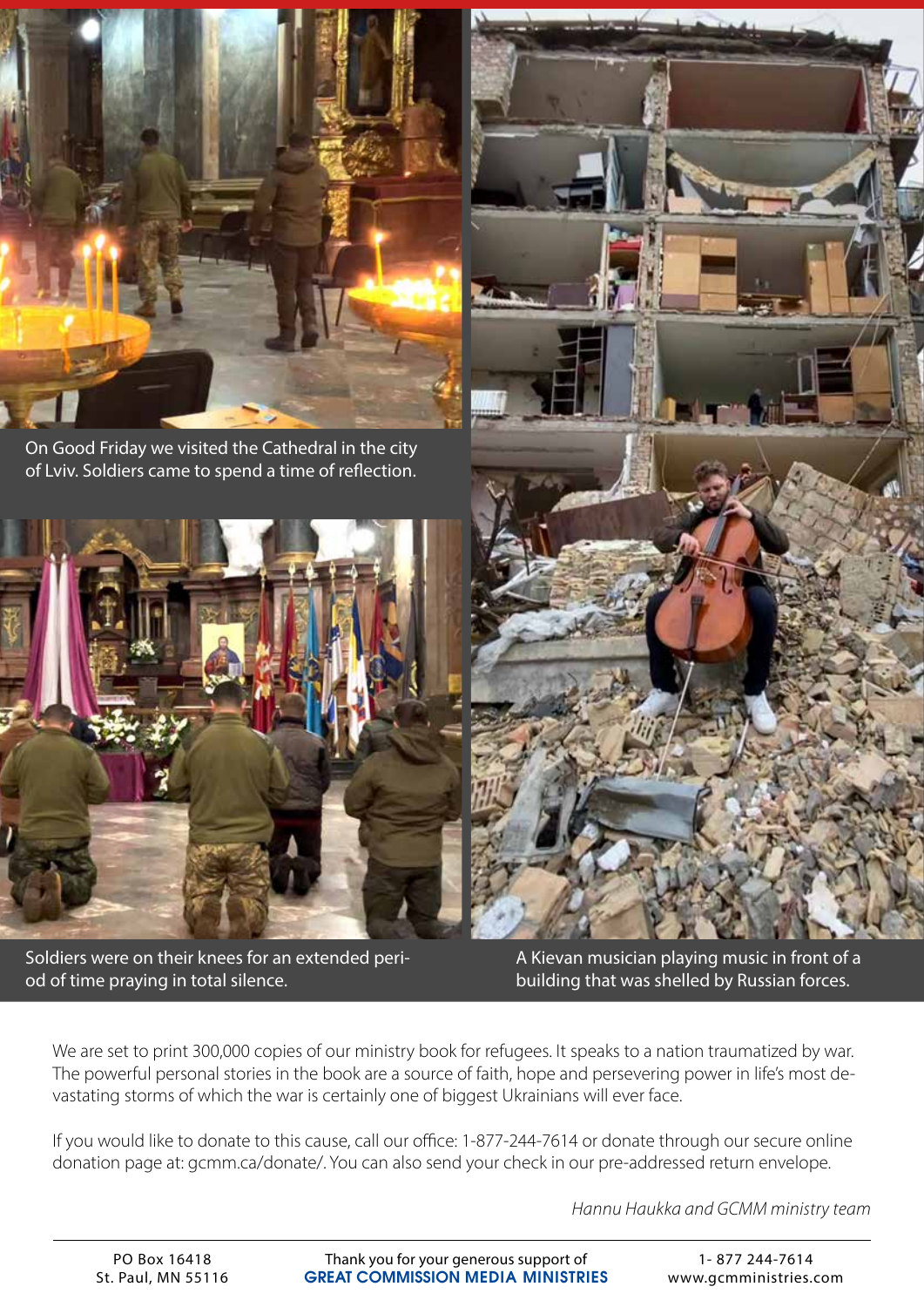On Good Friday we visited the Cathedral in the city of Lviv. Soldiers came to spend a time of reflection.

Soldiers were on their knees for an extended period of time praying in total silence.

A Kievan musician playing music in front of a building that was shelled by Russian forces.

We are set to print 300,000 copies of our ministry book for refugees. It speaks to a nation traumatized by war. The powerful personal stories in the book are a source of faith, hope and persevering power in life's most devastating storms of which the war is certainly one of biggest Ukrainians will ever face.

If you would like to donate to this cause, call our office: 1-877-244-7614 or donate through our secure online donation page at: gcmm.ca/donate/. You can also send your check in our pre-addressed return envelope.

*Hannu Haukka and GCMM ministry team*

---

PO Box 16418
St. Paul, MN 55116

Thank you for your generous support of
**GREAT COMMISSION MEDIA MINISTRIES**

1- 877 244-7614
www.gcmministries.com